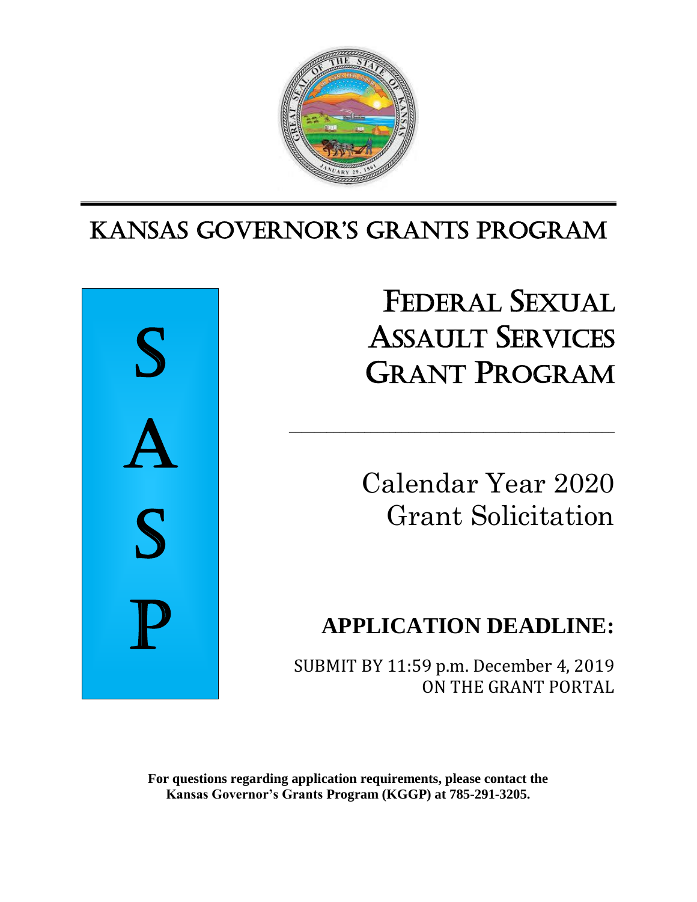# KANSAS GOVERNOR'S GRANTS PROGRAM

S
A
S
P

# FEDERAL SEXUAL ASSAULT SERVICES GRANT PROGRAM

---

Calendar Year 2020
Grant Solicitation

## APPLICATION DEADLINE:

SUBMIT BY 11:59 p.m. December 4, 2019
ON THE GRANT PORTAL

**For questions regarding application requirements, please contact the Kansas Governor's Grants Program (KGGP) at 785-291-3205.**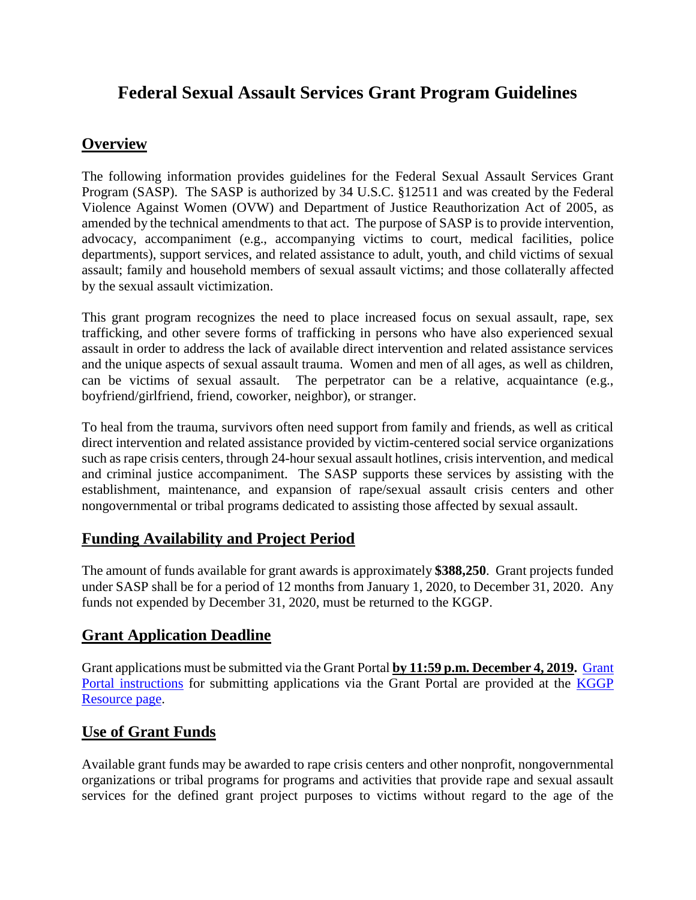# Federal Sexual Assault Services Grant Program Guidelines

## Overview

The following information provides guidelines for the Federal Sexual Assault Services Grant Program (SASP). The SASP is authorized by 34 U.S.C. §12511 and was created by the Federal Violence Against Women (OVW) and Department of Justice Reauthorization Act of 2005, as amended by the technical amendments to that act. The purpose of SASP is to provide intervention, advocacy, accompaniment (e.g., accompanying victims to court, medical facilities, police departments), support services, and related assistance to adult, youth, and child victims of sexual assault; family and household members of sexual assault victims; and those collaterally affected by the sexual assault victimization.

This grant program recognizes the need to place increased focus on sexual assault, rape, sex trafficking, and other severe forms of trafficking in persons who have also experienced sexual assault in order to address the lack of available direct intervention and related assistance services and the unique aspects of sexual assault trauma. Women and men of all ages, as well as children, can be victims of sexual assault. The perpetrator can be a relative, acquaintance (e.g., boyfriend/girlfriend, friend, coworker, neighbor), or stranger.

To heal from the trauma, survivors often need support from family and friends, as well as critical direct intervention and related assistance provided by victim-centered social service organizations such as rape crisis centers, through 24-hour sexual assault hotlines, crisis intervention, and medical and criminal justice accompaniment. The SASP supports these services by assisting with the establishment, maintenance, and expansion of rape/sexual assault crisis centers and other nongovernmental or tribal programs dedicated to assisting those affected by sexual assault.

## Funding Availability and Project Period

The amount of funds available for grant awards is approximately **$388,250**. Grant projects funded under SASP shall be for a period of 12 months from January 1, 2020, to December 31, 2020. Any funds not expended by December 31, 2020, must be returned to the KGGP.

## Grant Application Deadline

Grant applications must be submitted via the Grant Portal **by 11:59 p.m. December 4, 2019.** Grant Portal instructions for submitting applications via the Grant Portal are provided at the KGGP Resource page.

## Use of Grant Funds

Available grant funds may be awarded to rape crisis centers and other nonprofit, nongovernmental organizations or tribal programs for programs and activities that provide rape and sexual assault services for the defined grant project purposes to victims without regard to the age of the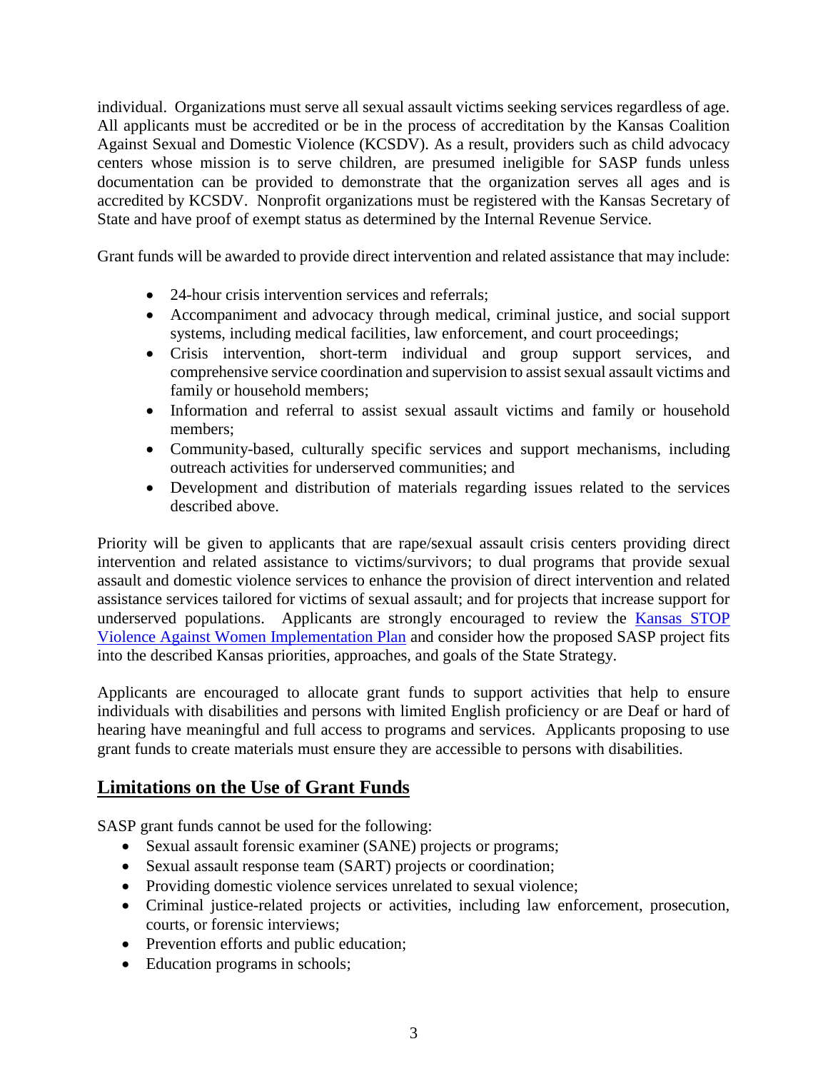individual. Organizations must serve all sexual assault victims seeking services regardless of age. All applicants must be accredited or be in the process of accreditation by the Kansas Coalition Against Sexual and Domestic Violence (KCSDV). As a result, providers such as child advocacy centers whose mission is to serve children, are presumed ineligible for SASP funds unless documentation can be provided to demonstrate that the organization serves all ages and is accredited by KCSDV. Nonprofit organizations must be registered with the Kansas Secretary of State and have proof of exempt status as determined by the Internal Revenue Service.

Grant funds will be awarded to provide direct intervention and related assistance that may include:

- 24-hour crisis intervention services and referrals;
- Accompaniment and advocacy through medical, criminal justice, and social support systems, including medical facilities, law enforcement, and court proceedings;
- Crisis intervention, short-term individual and group support services, and comprehensive service coordination and supervision to assist sexual assault victims and family or household members;
- Information and referral to assist sexual assault victims and family or household members;
- Community-based, culturally specific services and support mechanisms, including outreach activities for underserved communities; and
- Development and distribution of materials regarding issues related to the services described above.

Priority will be given to applicants that are rape/sexual assault crisis centers providing direct intervention and related assistance to victims/survivors; to dual programs that provide sexual assault and domestic violence services to enhance the provision of direct intervention and related assistance services tailored for victims of sexual assault; and for projects that increase support for underserved populations. Applicants are strongly encouraged to review the [Kansas STOP Violence Against Women Implementation Plan]() and consider how the proposed SASP project fits into the described Kansas priorities, approaches, and goals of the State Strategy.

Applicants are encouraged to allocate grant funds to support activities that help to ensure individuals with disabilities and persons with limited English proficiency or are Deaf or hard of hearing have meaningful and full access to programs and services. Applicants proposing to use grant funds to create materials must ensure they are accessible to persons with disabilities.

## Limitations on the Use of Grant Funds

SASP grant funds cannot be used for the following:

- Sexual assault forensic examiner (SANE) projects or programs;
- Sexual assault response team (SART) projects or coordination;
- Providing domestic violence services unrelated to sexual violence;
- Criminal justice-related projects or activities, including law enforcement, prosecution, courts, or forensic interviews;
- Prevention efforts and public education;
- Education programs in schools;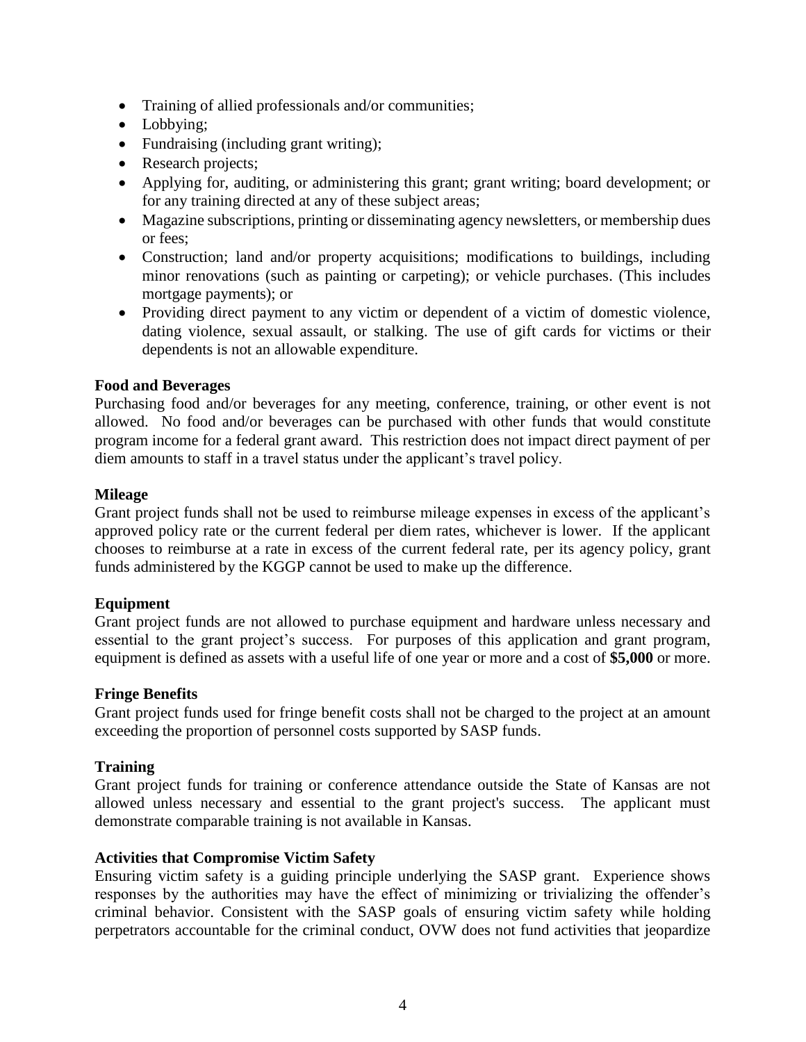- Training of allied professionals and/or communities;
- Lobbying;
- Fundraising (including grant writing);
- Research projects;
- Applying for, auditing, or administering this grant; grant writing; board development; or for any training directed at any of these subject areas;
- Magazine subscriptions, printing or disseminating agency newsletters, or membership dues or fees;
- Construction; land and/or property acquisitions; modifications to buildings, including minor renovations (such as painting or carpeting); or vehicle purchases. (This includes mortgage payments); or
- Providing direct payment to any victim or dependent of a victim of domestic violence, dating violence, sexual assault, or stalking. The use of gift cards for victims or their dependents is not an allowable expenditure.

**Food and Beverages**

Purchasing food and/or beverages for any meeting, conference, training, or other event is not allowed. No food and/or beverages can be purchased with other funds that would constitute program income for a federal grant award. This restriction does not impact direct payment of per diem amounts to staff in a travel status under the applicant's travel policy.

**Mileage**

Grant project funds shall not be used to reimburse mileage expenses in excess of the applicant's approved policy rate or the current federal per diem rates, whichever is lower. If the applicant chooses to reimburse at a rate in excess of the current federal rate, per its agency policy, grant funds administered by the KGGP cannot be used to make up the difference.

**Equipment**

Grant project funds are not allowed to purchase equipment and hardware unless necessary and essential to the grant project's success. For purposes of this application and grant program, equipment is defined as assets with a useful life of one year or more and a cost of **$5,000** or more.

**Fringe Benefits**

Grant project funds used for fringe benefit costs shall not be charged to the project at an amount exceeding the proportion of personnel costs supported by SASP funds.

**Training**

Grant project funds for training or conference attendance outside the State of Kansas are not allowed unless necessary and essential to the grant project's success. The applicant must demonstrate comparable training is not available in Kansas.

**Activities that Compromise Victim Safety**

Ensuring victim safety is a guiding principle underlying the SASP grant. Experience shows responses by the authorities may have the effect of minimizing or trivializing the offender's criminal behavior. Consistent with the SASP goals of ensuring victim safety while holding perpetrators accountable for the criminal conduct, OVW does not fund activities that jeopardize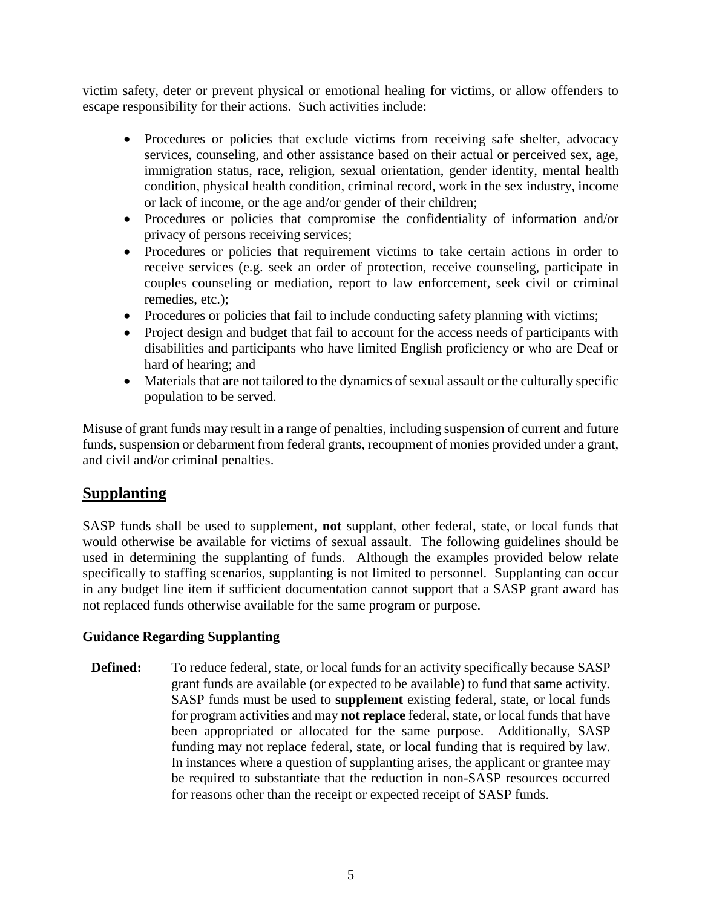victim safety, deter or prevent physical or emotional healing for victims, or allow offenders to escape responsibility for their actions. Such activities include:

- Procedures or policies that exclude victims from receiving safe shelter, advocacy services, counseling, and other assistance based on their actual or perceived sex, age, immigration status, race, religion, sexual orientation, gender identity, mental health condition, physical health condition, criminal record, work in the sex industry, income or lack of income, or the age and/or gender of their children;
- Procedures or policies that compromise the confidentiality of information and/or privacy of persons receiving services;
- Procedures or policies that requirement victims to take certain actions in order to receive services (e.g. seek an order of protection, receive counseling, participate in couples counseling or mediation, report to law enforcement, seek civil or criminal remedies, etc.);
- Procedures or policies that fail to include conducting safety planning with victims;
- Project design and budget that fail to account for the access needs of participants with disabilities and participants who have limited English proficiency or who are Deaf or hard of hearing; and
- Materials that are not tailored to the dynamics of sexual assault or the culturally specific population to be served.

Misuse of grant funds may result in a range of penalties, including suspension of current and future funds, suspension or debarment from federal grants, recoupment of monies provided under a grant, and civil and/or criminal penalties.

## Supplanting

SASP funds shall be used to supplement, **not** supplant, other federal, state, or local funds that would otherwise be available for victims of sexual assault. The following guidelines should be used in determining the supplanting of funds. Although the examples provided below relate specifically to staffing scenarios, supplanting is not limited to personnel. Supplanting can occur in any budget line item if sufficient documentation cannot support that a SASP grant award has not replaced funds otherwise available for the same program or purpose.

### Guidance Regarding Supplanting

**Defined:** To reduce federal, state, or local funds for an activity specifically because SASP grant funds are available (or expected to be available) to fund that same activity. SASP funds must be used to **supplement** existing federal, state, or local funds for program activities and may **not replace** federal, state, or local funds that have been appropriated or allocated for the same purpose. Additionally, SASP funding may not replace federal, state, or local funding that is required by law. In instances where a question of supplanting arises, the applicant or grantee may be required to substantiate that the reduction in non-SASP resources occurred for reasons other than the receipt or expected receipt of SASP funds.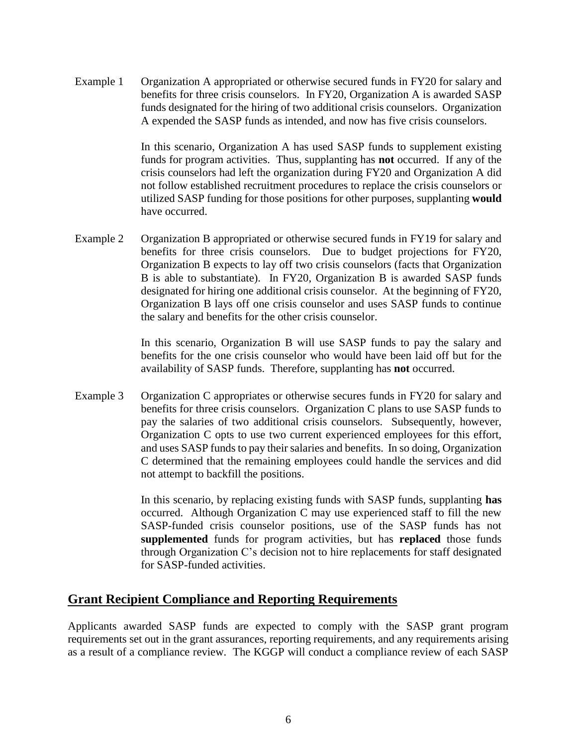Example 1 Organization A appropriated or otherwise secured funds in FY20 for salary and benefits for three crisis counselors. In FY20, Organization A is awarded SASP funds designated for the hiring of two additional crisis counselors. Organization A expended the SASP funds as intended, and now has five crisis counselors.

In this scenario, Organization A has used SASP funds to supplement existing funds for program activities. Thus, supplanting has **not** occurred. If any of the crisis counselors had left the organization during FY20 and Organization A did not follow established recruitment procedures to replace the crisis counselors or utilized SASP funding for those positions for other purposes, supplanting **would** have occurred.

Example 2 Organization B appropriated or otherwise secured funds in FY19 for salary and benefits for three crisis counselors. Due to budget projections for FY20, Organization B expects to lay off two crisis counselors (facts that Organization B is able to substantiate). In FY20, Organization B is awarded SASP funds designated for hiring one additional crisis counselor. At the beginning of FY20, Organization B lays off one crisis counselor and uses SASP funds to continue the salary and benefits for the other crisis counselor.

In this scenario, Organization B will use SASP funds to pay the salary and benefits for the one crisis counselor who would have been laid off but for the availability of SASP funds. Therefore, supplanting has **not** occurred.

Example 3 Organization C appropriates or otherwise secures funds in FY20 for salary and benefits for three crisis counselors. Organization C plans to use SASP funds to pay the salaries of two additional crisis counselors. Subsequently, however, Organization C opts to use two current experienced employees for this effort, and uses SASP funds to pay their salaries and benefits. In so doing, Organization C determined that the remaining employees could handle the services and did not attempt to backfill the positions.

In this scenario, by replacing existing funds with SASP funds, supplanting **has** occurred. Although Organization C may use experienced staff to fill the new SASP-funded crisis counselor positions, use of the SASP funds has not **supplemented** funds for program activities, but has **replaced** those funds through Organization C's decision not to hire replacements for staff designated for SASP-funded activities.

## Grant Recipient Compliance and Reporting Requirements

Applicants awarded SASP funds are expected to comply with the SASP grant program requirements set out in the grant assurances, reporting requirements, and any requirements arising as a result of a compliance review. The KGGP will conduct a compliance review of each SASP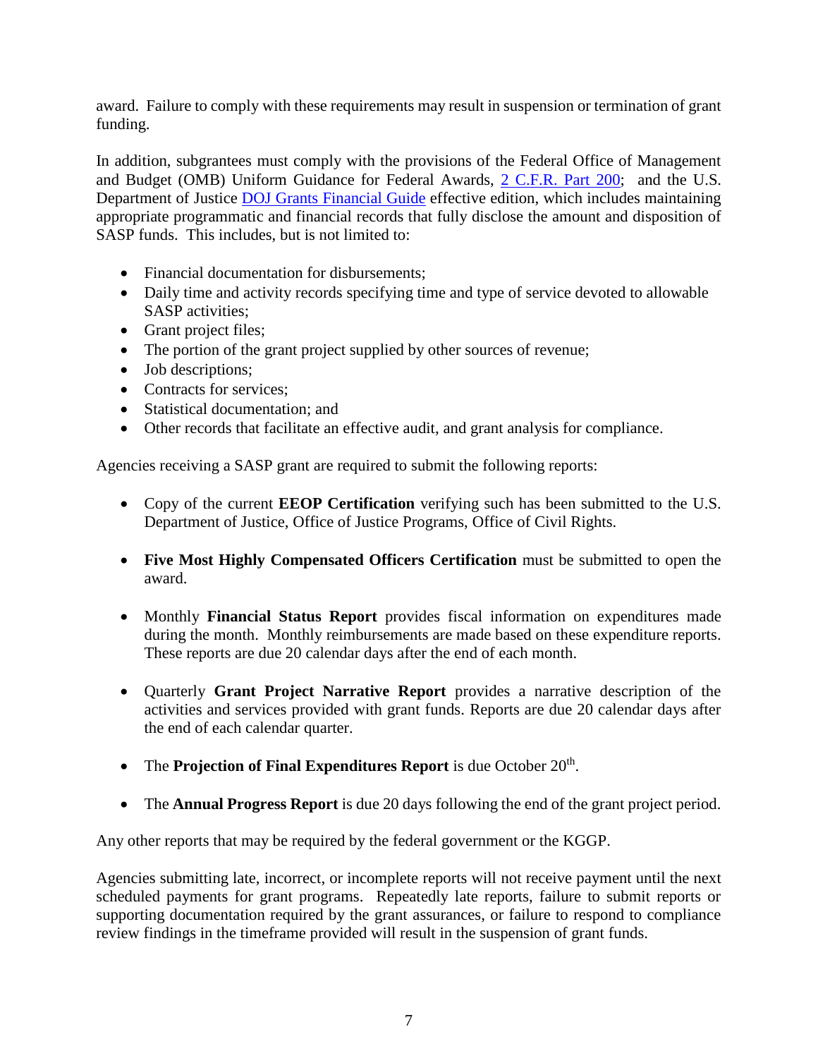award. Failure to comply with these requirements may result in suspension or termination of grant funding.

In addition, subgrantees must comply with the provisions of the Federal Office of Management and Budget (OMB) Uniform Guidance for Federal Awards, 2 C.F.R. Part 200; and the U.S. Department of Justice DOJ Grants Financial Guide effective edition, which includes maintaining appropriate programmatic and financial records that fully disclose the amount and disposition of SASP funds. This includes, but is not limited to:

- Financial documentation for disbursements;
- Daily time and activity records specifying time and type of service devoted to allowable SASP activities;
- Grant project files;
- The portion of the grant project supplied by other sources of revenue;
- Job descriptions;
- Contracts for services;
- Statistical documentation; and
- Other records that facilitate an effective audit, and grant analysis for compliance.

Agencies receiving a SASP grant are required to submit the following reports:

- Copy of the current **EEOP Certification** verifying such has been submitted to the U.S. Department of Justice, Office of Justice Programs, Office of Civil Rights.
- **Five Most Highly Compensated Officers Certification** must be submitted to open the award.
- Monthly **Financial Status Report** provides fiscal information on expenditures made during the month. Monthly reimbursements are made based on these expenditure reports. These reports are due 20 calendar days after the end of each month.
- Quarterly **Grant Project Narrative Report** provides a narrative description of the activities and services provided with grant funds. Reports are due 20 calendar days after the end of each calendar quarter.
- The **Projection of Final Expenditures Report** is due October 20th.
- The **Annual Progress Report** is due 20 days following the end of the grant project period.

Any other reports that may be required by the federal government or the KGGP.

Agencies submitting late, incorrect, or incomplete reports will not receive payment until the next scheduled payments for grant programs. Repeatedly late reports, failure to submit reports or supporting documentation required by the grant assurances, or failure to respond to compliance review findings in the timeframe provided will result in the suspension of grant funds.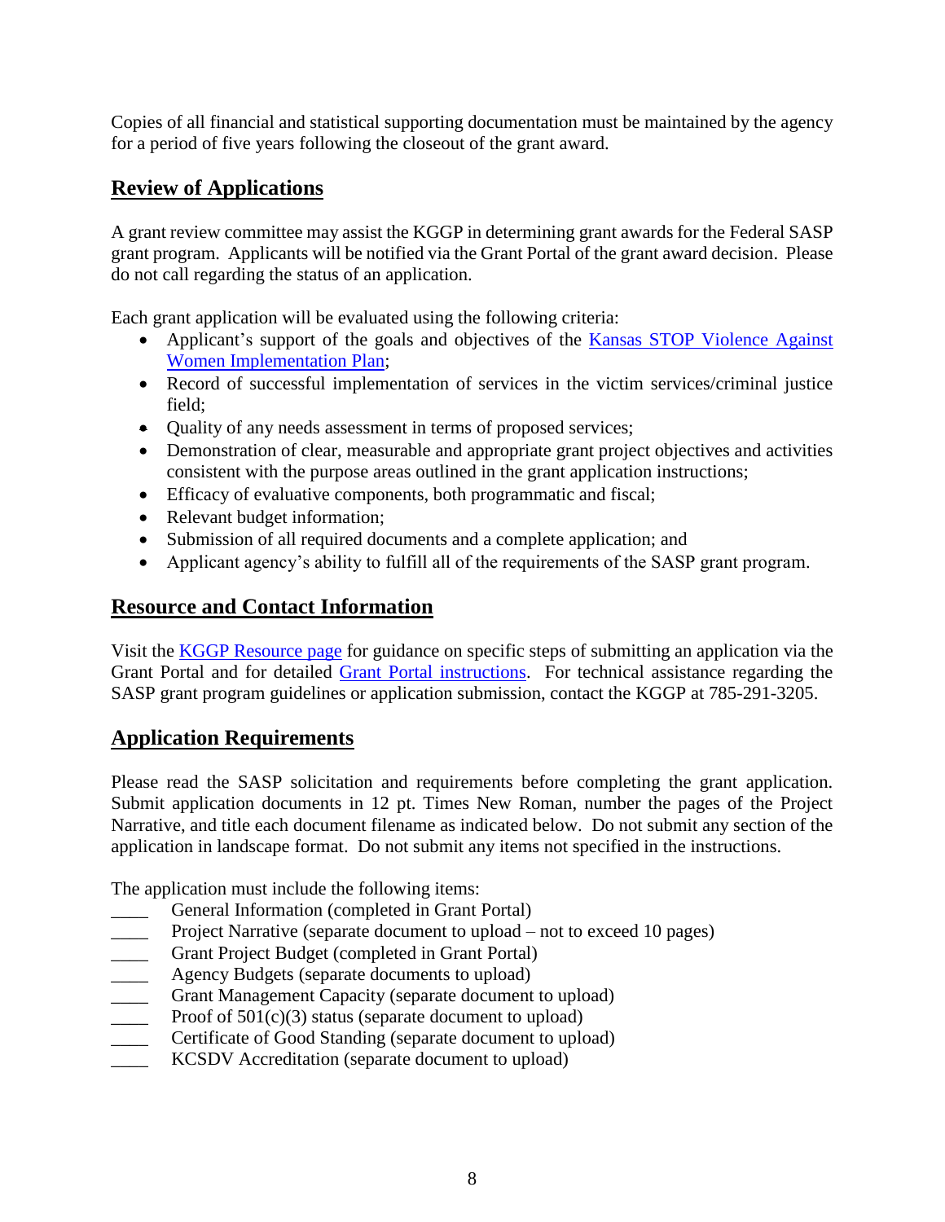Copies of all financial and statistical supporting documentation must be maintained by the agency for a period of five years following the closeout of the grant award.

## Review of Applications

A grant review committee may assist the KGGP in determining grant awards for the Federal SASP grant program. Applicants will be notified via the Grant Portal of the grant award decision. Please do not call regarding the status of an application.

Each grant application will be evaluated using the following criteria:

- Applicant's support of the goals and objectives of the Kansas STOP Violence Against Women Implementation Plan;
- Record of successful implementation of services in the victim services/criminal justice field;
- Quality of any needs assessment in terms of proposed services;
- Demonstration of clear, measurable and appropriate grant project objectives and activities consistent with the purpose areas outlined in the grant application instructions;
- Efficacy of evaluative components, both programmatic and fiscal;
- Relevant budget information;
- Submission of all required documents and a complete application; and
- Applicant agency's ability to fulfill all of the requirements of the SASP grant program.

## Resource and Contact Information

Visit the KGGP Resource page for guidance on specific steps of submitting an application via the Grant Portal and for detailed Grant Portal instructions. For technical assistance regarding the SASP grant program guidelines or application submission, contact the KGGP at 785-291-3205.

## Application Requirements

Please read the SASP solicitation and requirements before completing the grant application. Submit application documents in 12 pt. Times New Roman, number the pages of the Project Narrative, and title each document filename as indicated below. Do not submit any section of the application in landscape format. Do not submit any items not specified in the instructions.

The application must include the following items:

____ General Information (completed in Grant Portal)
____ Project Narrative (separate document to upload – not to exceed 10 pages)
____ Grant Project Budget (completed in Grant Portal)
____ Agency Budgets (separate documents to upload)
____ Grant Management Capacity (separate document to upload)
____ Proof of 501(c)(3) status (separate document to upload)
____ Certificate of Good Standing (separate document to upload)
____ KCSDV Accreditation (separate document to upload)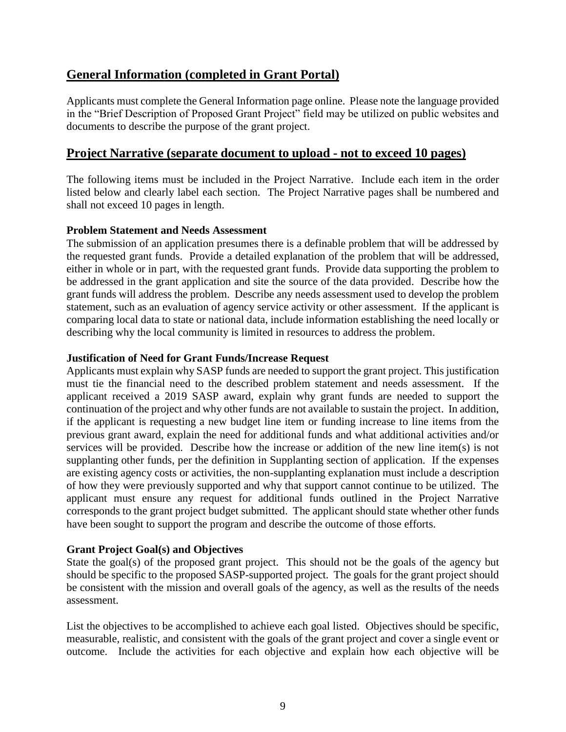## General Information (completed in Grant Portal)

Applicants must complete the General Information page online. Please note the language provided in the "Brief Description of Proposed Grant Project" field may be utilized on public websites and documents to describe the purpose of the grant project.

## Project Narrative (separate document to upload - not to exceed 10 pages)

The following items must be included in the Project Narrative. Include each item in the order listed below and clearly label each section. The Project Narrative pages shall be numbered and shall not exceed 10 pages in length.

**Problem Statement and Needs Assessment**
The submission of an application presumes there is a definable problem that will be addressed by the requested grant funds. Provide a detailed explanation of the problem that will be addressed, either in whole or in part, with the requested grant funds. Provide data supporting the problem to be addressed in the grant application and site the source of the data provided. Describe how the grant funds will address the problem. Describe any needs assessment used to develop the problem statement, such as an evaluation of agency service activity or other assessment. If the applicant is comparing local data to state or national data, include information establishing the need locally or describing why the local community is limited in resources to address the problem.

**Justification of Need for Grant Funds/Increase Request**
Applicants must explain why SASP funds are needed to support the grant project. This justification must tie the financial need to the described problem statement and needs assessment. If the applicant received a 2019 SASP award, explain why grant funds are needed to support the continuation of the project and why other funds are not available to sustain the project. In addition, if the applicant is requesting a new budget line item or funding increase to line items from the previous grant award, explain the need for additional funds and what additional activities and/or services will be provided. Describe how the increase or addition of the new line item(s) is not supplanting other funds, per the definition in Supplanting section of application. If the expenses are existing agency costs or activities, the non-supplanting explanation must include a description of how they were previously supported and why that support cannot continue to be utilized. The applicant must ensure any request for additional funds outlined in the Project Narrative corresponds to the grant project budget submitted. The applicant should state whether other funds have been sought to support the program and describe the outcome of those efforts.

**Grant Project Goal(s) and Objectives**
State the goal(s) of the proposed grant project. This should not be the goals of the agency but should be specific to the proposed SASP-supported project. The goals for the grant project should be consistent with the mission and overall goals of the agency, as well as the results of the needs assessment.

List the objectives to be accomplished to achieve each goal listed. Objectives should be specific, measurable, realistic, and consistent with the goals of the grant project and cover a single event or outcome. Include the activities for each objective and explain how each objective will be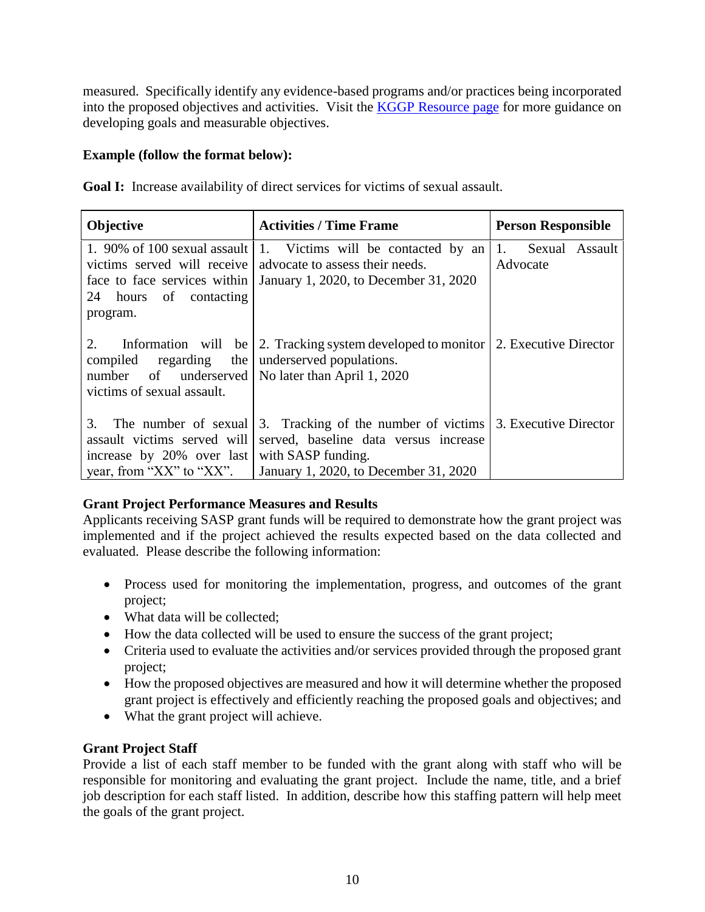measured. Specifically identify any evidence-based programs and/or practices being incorporated into the proposed objectives and activities. Visit the [KGGP Resource page] for more guidance on developing goals and measurable objectives.

**Example (follow the format below):**

**Goal I:** Increase availability of direct services for victims of sexual assault.

| Objective | Activities / Time Frame | Person Responsible |
|---|---|---|
| 1. 90% of 100 sexual assault victims served will receive face to face services within 24 hours of contacting program. | 1. Victims will be contacted by an advocate to assess their needs.<br>January 1, 2020, to December 31, 2020 | 1. Sexual Assault Advocate |
| 2. Information will be compiled regarding the number of underserved victims of sexual assault. | 2. Tracking system developed to monitor underserved populations.<br>No later than April 1, 2020 | 2. Executive Director |
| 3. The number of sexual assault victims served will increase by 20% over last year, from "XX" to "XX". | 3. Tracking of the number of victims served, baseline data versus increase with SASP funding.<br>January 1, 2020, to December 31, 2020 | 3. Executive Director |

**Grant Project Performance Measures and Results**

Applicants receiving SASP grant funds will be required to demonstrate how the grant project was implemented and if the project achieved the results expected based on the data collected and evaluated. Please describe the following information:

- Process used for monitoring the implementation, progress, and outcomes of the grant project;
- What data will be collected;
- How the data collected will be used to ensure the success of the grant project;
- Criteria used to evaluate the activities and/or services provided through the proposed grant project;
- How the proposed objectives are measured and how it will determine whether the proposed grant project is effectively and efficiently reaching the proposed goals and objectives; and
- What the grant project will achieve.

**Grant Project Staff**

Provide a list of each staff member to be funded with the grant along with staff who will be responsible for monitoring and evaluating the grant project. Include the name, title, and a brief job description for each staff listed. In addition, describe how this staffing pattern will help meet the goals of the grant project.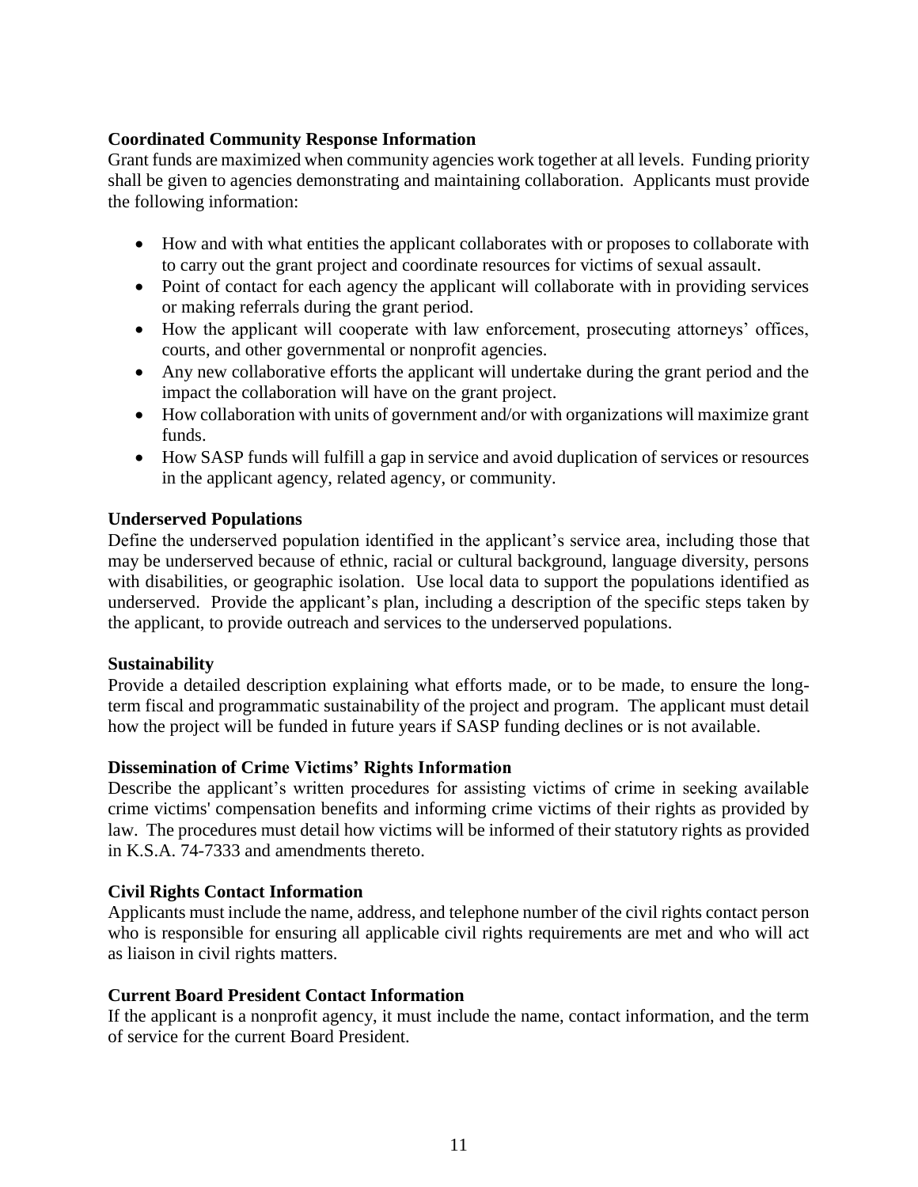**Coordinated Community Response Information**

Grant funds are maximized when community agencies work together at all levels. Funding priority shall be given to agencies demonstrating and maintaining collaboration. Applicants must provide the following information:

- How and with what entities the applicant collaborates with or proposes to collaborate with to carry out the grant project and coordinate resources for victims of sexual assault.
- Point of contact for each agency the applicant will collaborate with in providing services or making referrals during the grant period.
- How the applicant will cooperate with law enforcement, prosecuting attorneys' offices, courts, and other governmental or nonprofit agencies.
- Any new collaborative efforts the applicant will undertake during the grant period and the impact the collaboration will have on the grant project.
- How collaboration with units of government and/or with organizations will maximize grant funds.
- How SASP funds will fulfill a gap in service and avoid duplication of services or resources in the applicant agency, related agency, or community.

**Underserved Populations**

Define the underserved population identified in the applicant's service area, including those that may be underserved because of ethnic, racial or cultural background, language diversity, persons with disabilities, or geographic isolation. Use local data to support the populations identified as underserved. Provide the applicant's plan, including a description of the specific steps taken by the applicant, to provide outreach and services to the underserved populations.

**Sustainability**

Provide a detailed description explaining what efforts made, or to be made, to ensure the long-term fiscal and programmatic sustainability of the project and program. The applicant must detail how the project will be funded in future years if SASP funding declines or is not available.

**Dissemination of Crime Victims' Rights Information**

Describe the applicant's written procedures for assisting victims of crime in seeking available crime victims' compensation benefits and informing crime victims of their rights as provided by law. The procedures must detail how victims will be informed of their statutory rights as provided in K.S.A. 74-7333 and amendments thereto.

**Civil Rights Contact Information**

Applicants must include the name, address, and telephone number of the civil rights contact person who is responsible for ensuring all applicable civil rights requirements are met and who will act as liaison in civil rights matters.

**Current Board President Contact Information**

If the applicant is a nonprofit agency, it must include the name, contact information, and the term of service for the current Board President.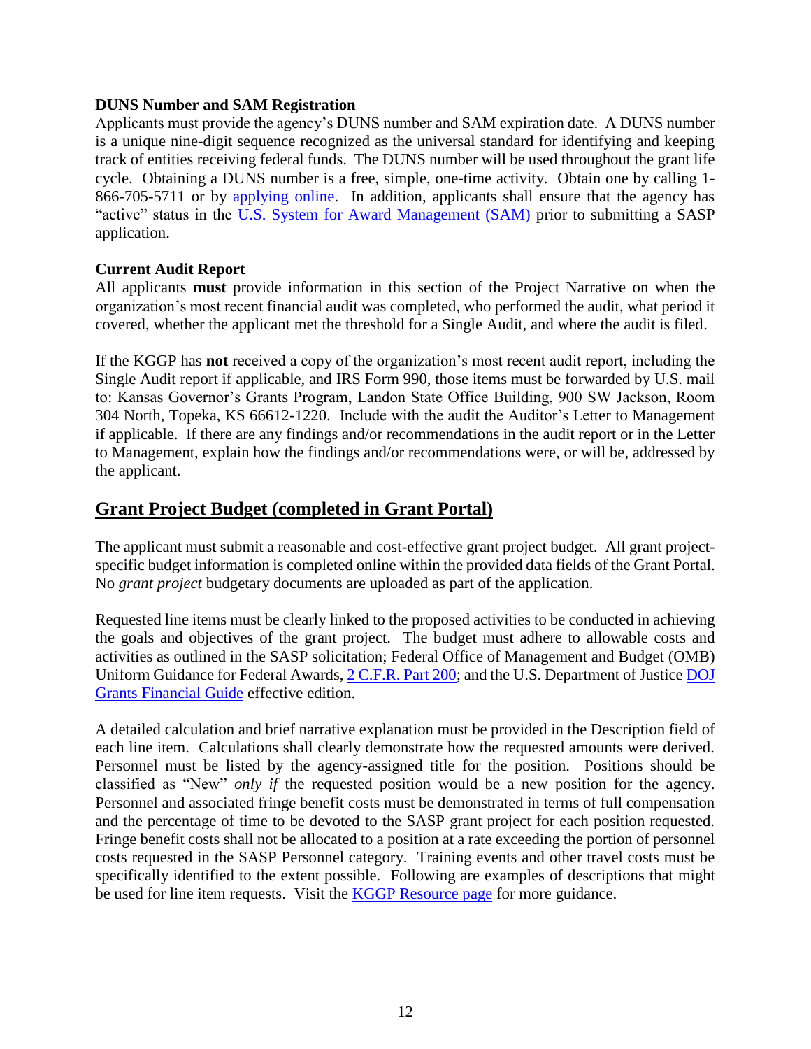### DUNS Number and SAM Registration

Applicants must provide the agency's DUNS number and SAM expiration date. A DUNS number is a unique nine-digit sequence recognized as the universal standard for identifying and keeping track of entities receiving federal funds. The DUNS number will be used throughout the grant life cycle. Obtaining a DUNS number is a free, simple, one-time activity. Obtain one by calling 1-866-705-5711 or by applying online. In addition, applicants shall ensure that the agency has "active" status in the U.S. System for Award Management (SAM) prior to submitting a SASP application.

### Current Audit Report

All applicants **must** provide information in this section of the Project Narrative on when the organization's most recent financial audit was completed, who performed the audit, what period it covered, whether the applicant met the threshold for a Single Audit, and where the audit is filed.

If the KGGP has **not** received a copy of the organization's most recent audit report, including the Single Audit report if applicable, and IRS Form 990, those items must be forwarded by U.S. mail to: Kansas Governor's Grants Program, Landon State Office Building, 900 SW Jackson, Room 304 North, Topeka, KS 66612-1220. Include with the audit the Auditor's Letter to Management if applicable. If there are any findings and/or recommendations in the audit report or in the Letter to Management, explain how the findings and/or recommendations were, or will be, addressed by the applicant.

## Grant Project Budget (completed in Grant Portal)

The applicant must submit a reasonable and cost-effective grant project budget. All grant project-specific budget information is completed online within the provided data fields of the Grant Portal. No *grant project* budgetary documents are uploaded as part of the application.

Requested line items must be clearly linked to the proposed activities to be conducted in achieving the goals and objectives of the grant project. The budget must adhere to allowable costs and activities as outlined in the SASP solicitation; Federal Office of Management and Budget (OMB) Uniform Guidance for Federal Awards, 2 C.F.R. Part 200; and the U.S. Department of Justice DOJ Grants Financial Guide effective edition.

A detailed calculation and brief narrative explanation must be provided in the Description field of each line item. Calculations shall clearly demonstrate how the requested amounts were derived. Personnel must be listed by the agency-assigned title for the position. Positions should be classified as "New" *only if* the requested position would be a new position for the agency. Personnel and associated fringe benefit costs must be demonstrated in terms of full compensation and the percentage of time to be devoted to the SASP grant project for each position requested. Fringe benefit costs shall not be allocated to a position at a rate exceeding the portion of personnel costs requested in the SASP Personnel category. Training events and other travel costs must be specifically identified to the extent possible. Following are examples of descriptions that might be used for line item requests. Visit the KGGP Resource page for more guidance.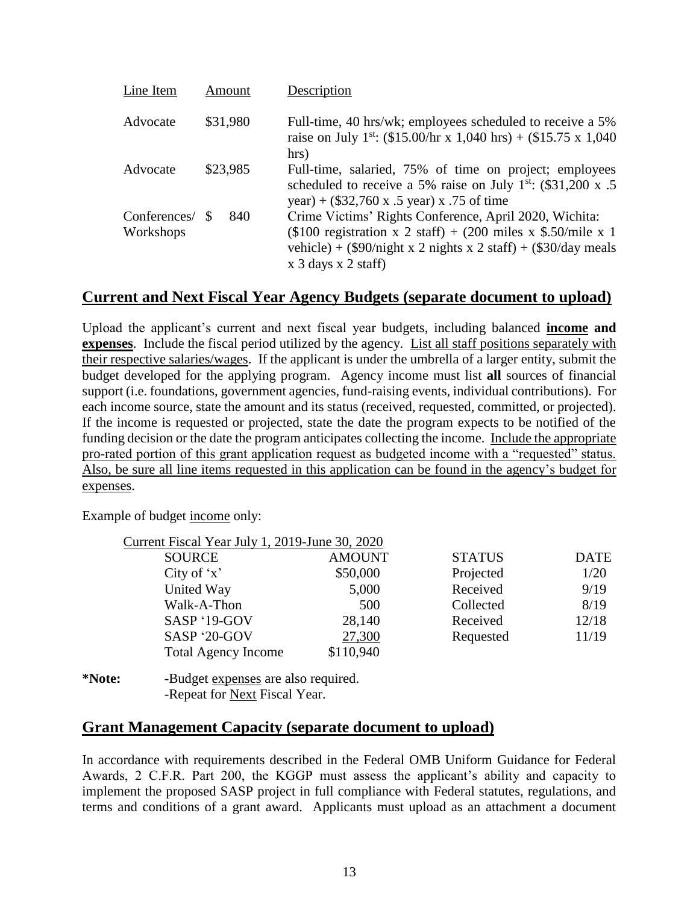| Line Item | Amount | Description |
|---|---|---|
| Advocate | \$31,980 | Full-time, 40 hrs/wk; employees scheduled to receive a 5% raise on July 1st: (\$15.00/hr x 1,040 hrs) + (\$15.75 x 1,040 hrs) |
| Advocate | \$23,985 | Full-time, salaried, 75% of time on project; employees scheduled to receive a 5% raise on July 1st: (\$31,200 x .5 year) + (\$32,760 x .5 year) x .75 of time |
| Conferences/ Workshops | \$ 840 | Crime Victims' Rights Conference, April 2020, Wichita: (\$100 registration x 2 staff) + (200 miles x \$.50/mile x 1 vehicle) + (\$90/night x 2 nights x 2 staff) + (\$30/day meals x 3 days x 2 staff) |

## Current and Next Fiscal Year Agency Budgets (separate document to upload)

Upload the applicant's current and next fiscal year budgets, including balanced **income and expenses**. Include the fiscal period utilized by the agency. List all staff positions separately with their respective salaries/wages. If the applicant is under the umbrella of a larger entity, submit the budget developed for the applying program. Agency income must list **all** sources of financial support (i.e. foundations, government agencies, fund-raising events, individual contributions). For each income source, state the amount and its status (received, requested, committed, or projected). If the income is requested or projected, state the date the program expects to be notified of the funding decision or the date the program anticipates collecting the income. Include the appropriate pro-rated portion of this grant application request as budgeted income with a "requested" status. Also, be sure all line items requested in this application can be found in the agency's budget for expenses.

Example of budget income only:

Current Fiscal Year July 1, 2019-June 30, 2020

| SOURCE | AMOUNT | STATUS | DATE |
|---|---|---|---|
| City of 'x' | \$50,000 | Projected | 1/20 |
| United Way | 5,000 | Received | 9/19 |
| Walk-A-Thon | 500 | Collected | 8/19 |
| SASP '19-GOV | 28,140 | Received | 12/18 |
| SASP '20-GOV | 27,300 | Requested | 11/19 |
| Total Agency Income | \$110,940 | | |

**\*Note:** -Budget expenses are also required.
-Repeat for Next Fiscal Year.

## Grant Management Capacity (separate document to upload)

In accordance with requirements described in the Federal OMB Uniform Guidance for Federal Awards, 2 C.F.R. Part 200, the KGGP must assess the applicant's ability and capacity to implement the proposed SASP project in full compliance with Federal statutes, regulations, and terms and conditions of a grant award. Applicants must upload as an attachment a document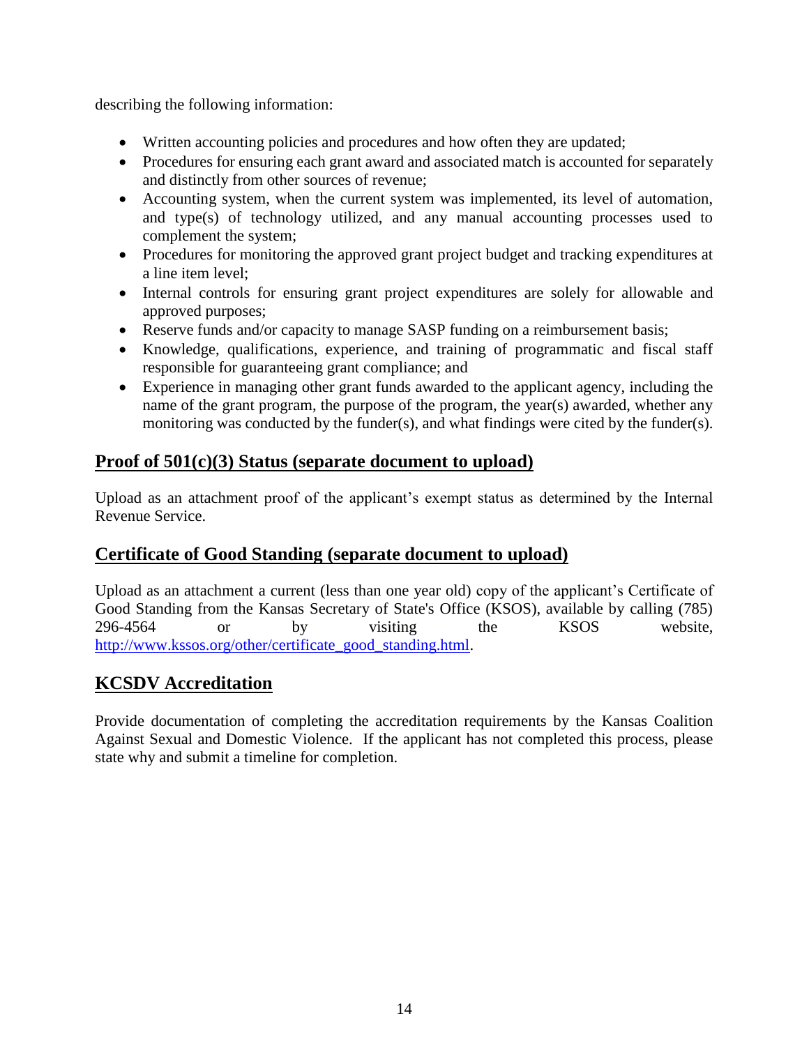describing the following information:

- Written accounting policies and procedures and how often they are updated;
- Procedures for ensuring each grant award and associated match is accounted for separately and distinctly from other sources of revenue;
- Accounting system, when the current system was implemented, its level of automation, and type(s) of technology utilized, and any manual accounting processes used to complement the system;
- Procedures for monitoring the approved grant project budget and tracking expenditures at a line item level;
- Internal controls for ensuring grant project expenditures are solely for allowable and approved purposes;
- Reserve funds and/or capacity to manage SASP funding on a reimbursement basis;
- Knowledge, qualifications, experience, and training of programmatic and fiscal staff responsible for guaranteeing grant compliance; and
- Experience in managing other grant funds awarded to the applicant agency, including the name of the grant program, the purpose of the program, the year(s) awarded, whether any monitoring was conducted by the funder(s), and what findings were cited by the funder(s).

## Proof of 501(c)(3) Status (separate document to upload)

Upload as an attachment proof of the applicant's exempt status as determined by the Internal Revenue Service.

## Certificate of Good Standing (separate document to upload)

Upload as an attachment a current (less than one year old) copy of the applicant's Certificate of Good Standing from the Kansas Secretary of State's Office (KSOS), available by calling (785) 296-4564 or by visiting the KSOS website, http://www.kssos.org/other/certificate_good_standing.html.

## KCSDV Accreditation

Provide documentation of completing the accreditation requirements by the Kansas Coalition Against Sexual and Domestic Violence. If the applicant has not completed this process, please state why and submit a timeline for completion.